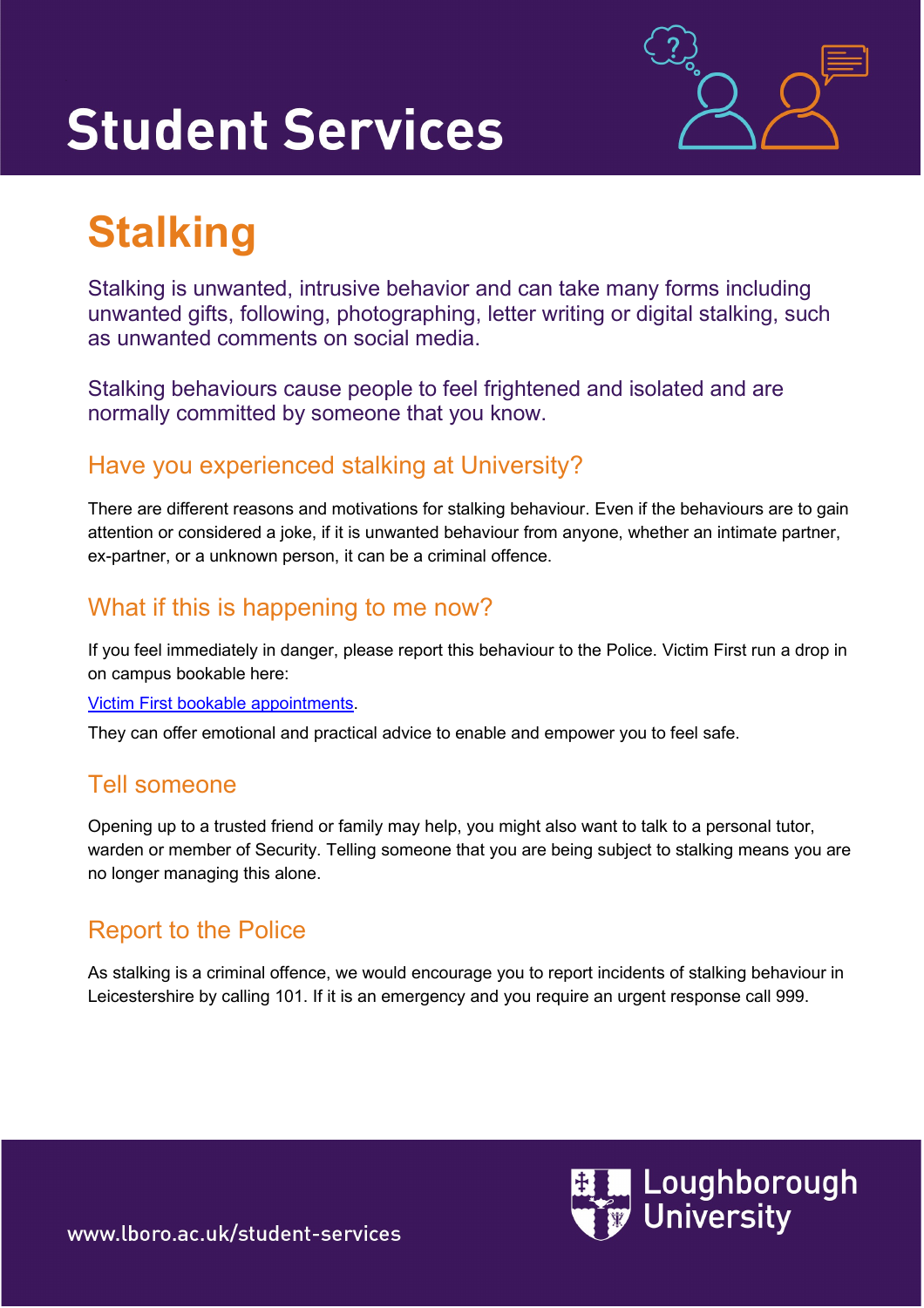# Student Services

## Stalking

Stalking is unwanted, intrusive behavior and can take many forms including unwanted gifts, following, photographing, letter writing or digital stalking, such as unwanted comments on social media.

Stalking behaviours cause people to feel frightened and isolated and are normally committed by someone that you know.

### Have you experienced stalking at University?

There are different reasons and motivations for stalking behaviour. Even if the behaviours are to gain attention or considered a joke, if it is unwanted behaviour from anyone, whether an intimate partner, ex-partner, or a unknown person, it can be a criminal offence.

### What if this is happening to me now?

If you feel immediately in danger, please report this behaviour to the Police. Victim First run a drop in on campus bookable here:

[Victim First bookable appointments](#).

They can offer emotional and practical advice to enable and empower you to feel safe.

### Tell someone

Opening up to a trusted friend or family may help, you might also want to talk to a personal tutor, warden or member of Security. Telling someone that you are being subject to stalking means you are no longer managing this alone.

### Report to the Police

As stalking is a criminal offence, we would encourage you to report incidents of stalking behaviour in Leicestershire by calling 101. If it is an emergency and you require an urgent response call 999.

www.lboro.ac.uk/student-services

Loughborough University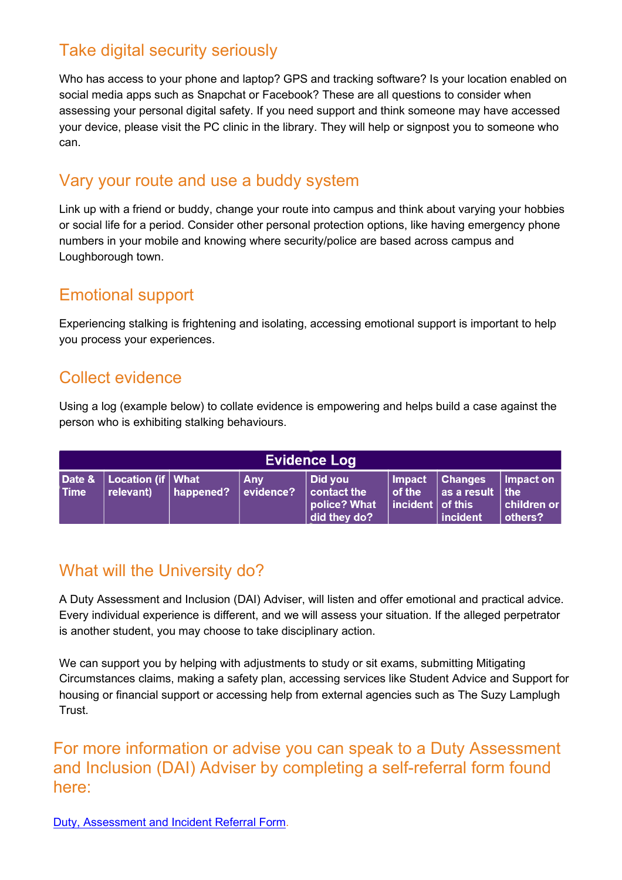## Take digital security seriously

Who has access to your phone and laptop? GPS and tracking software? Is your location enabled on social media apps such as Snapchat or Facebook? These are all questions to consider when assessing your personal digital safety. If you need support and think someone may have accessed your device, please visit the PC clinic in the library. They will help or signpost you to someone who can.

## Vary your route and use a buddy system

Link up with a friend or buddy, change your route into campus and think about varying your hobbies or social life for a period. Consider other personal protection options, like having emergency phone numbers in your mobile and knowing where security/police are based across campus and Loughborough town.

## Emotional support

Experiencing stalking is frightening and isolating, accessing emotional support is important to help you process your experiences.

## Collect evidence

Using a log (example below) to collate evidence is empowering and helps build a case against the person who is exhibiting stalking behaviours.

| Evidence Log | | | | | | | |
|---|---|---|---|---|---|---|---|
| **Date & Time** | **Location (if relevant)** | **What happened?** | **Any evidence?** | **Did you contact the police? What did they do?** | **Impact of the incident** | **Changes as a result of this incident** | **Impact on the children or others?** |

## What will the University do?

A Duty Assessment and Inclusion (DAI) Adviser, will listen and offer emotional and practical advice. Every individual experience is different, and we will assess your situation. If the alleged perpetrator is another student, you may choose to take disciplinary action.

We can support you by helping with adjustments to study or sit exams, submitting Mitigating Circumstances claims, making a safety plan, accessing services like Student Advice and Support for housing or financial support or accessing help from external agencies such as The Suzy Lamplugh Trust.

## For more information or advise you can speak to a Duty Assessment and Inclusion (DAI) Adviser by completing a self-referral form found here:

Duty, Assessment and Incident Referral Form.